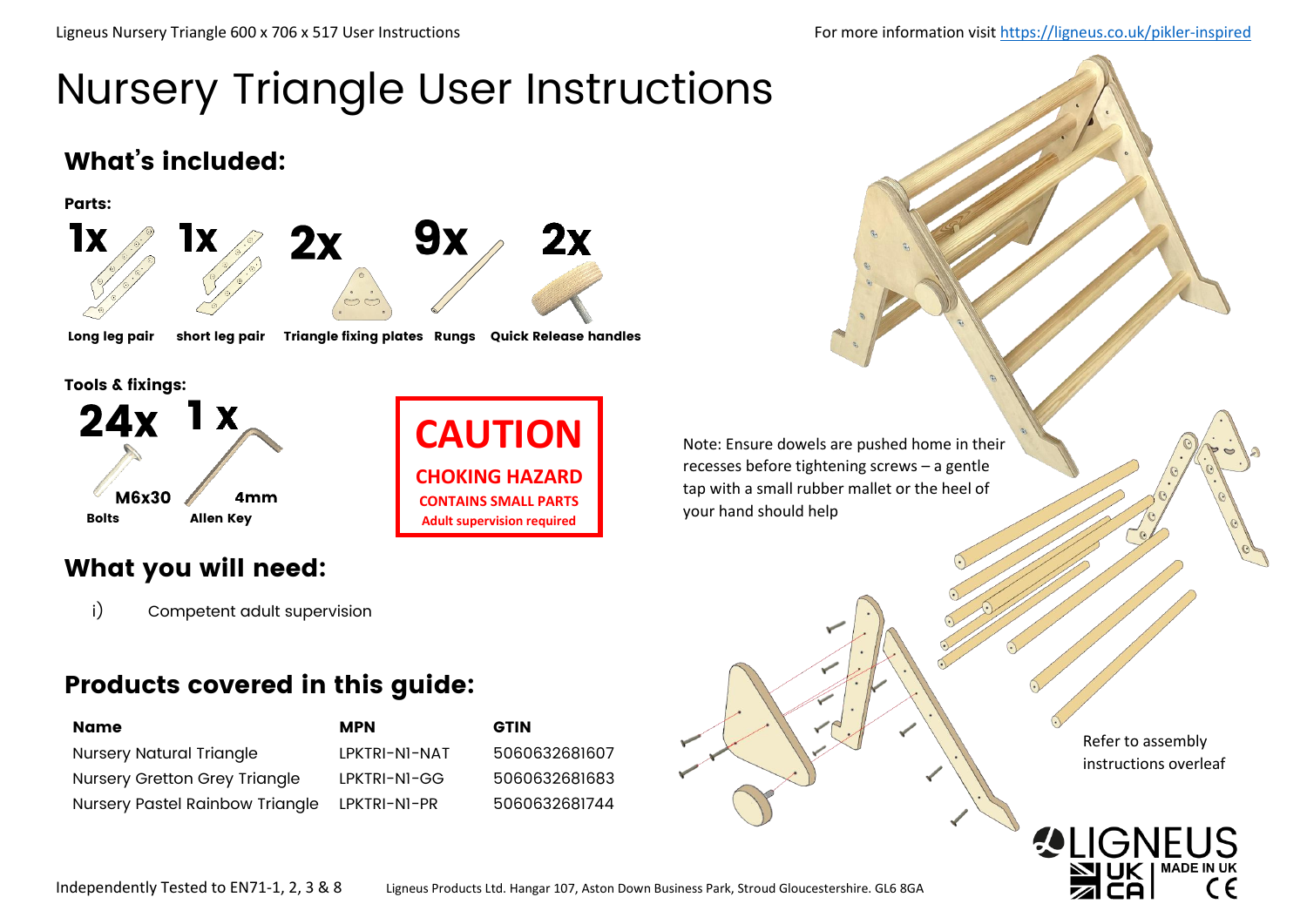# Nursery Triangle User Instructions

## What's included:

**Parts:**

| 1x | 1x | 2x | 9x | 2x |
|---|---|---|---|---|
| **Long leg pair** | **short leg pair** | **Triangle fixing plates** | **Rungs** | **Quick Release handles** |

**Tools & fixings:**

| 24x | 1 x |
|---|---|
| M6x30 | 4mm |
| **Bolts** | **Allen Key** |

**CAUTION**

**CHOKING HAZARD**

**CONTAINS SMALL PARTS**

**Adult supervision required**

## What you will need:

i) Competent adult supervision

## Products covered in this guide:

| Name | MPN | GTIN |
|---|---|---|
| Nursery Natural Triangle | LPKTRI-N1-NAT | 5060632681607 |
| Nursery Gretton Grey Triangle | LPKTRI-N1-GG | 5060632681683 |
| Nursery Pastel Rainbow Triangle | LPKTRI-N1-PR | 5060632681744 |

Note: Ensure dowels are pushed home in their recesses before tightening screws – a gentle tap with a small rubber mallet or the heel of your hand should help

Refer to assembly instructions overleaf

LIGNEUS

UK CA | MADE IN UK CE

Independently Tested to EN71-1, 2, 3 & 8

Ligneus Products Ltd. Hangar 107, Aston Down Business Park, Stroud Gloucestershire. GL6 8GA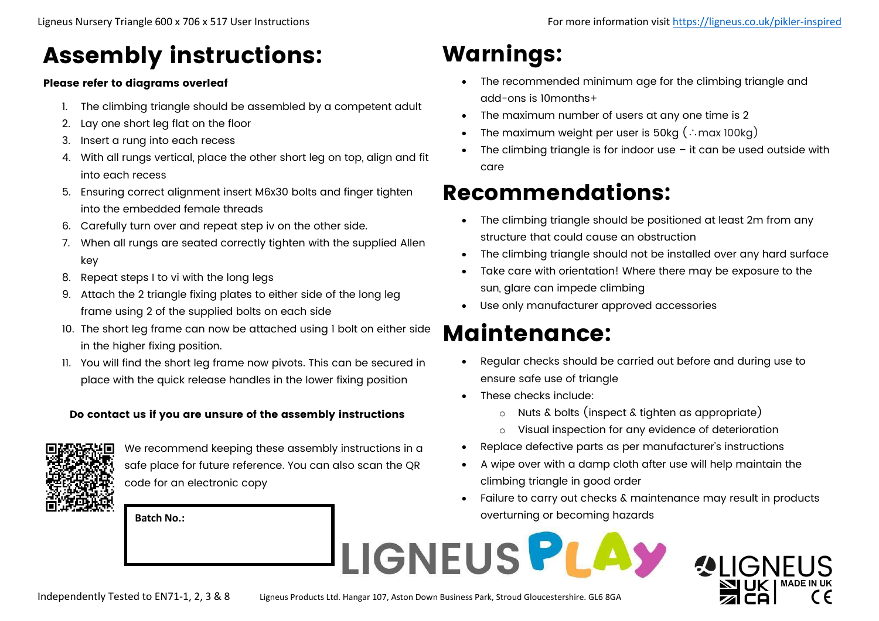# Assembly instructions:

**Please refer to diagrams overleaf**

1. The climbing triangle should be assembled by a competent adult
2. Lay one short leg flat on the floor
3. Insert a rung into each recess
4. With all rungs vertical, place the other short leg on top, align and fit into each recess
5. Ensuring correct alignment insert M6x30 bolts and finger tighten into the embedded female threads
6. Carefully turn over and repeat step iv on the other side.
7. When all rungs are seated correctly tighten with the supplied Allen key
8. Repeat steps I to vi with the long legs
9. Attach the 2 triangle fixing plates to either side of the long leg frame using 2 of the supplied bolts on each side
10. The short leg frame can now be attached using 1 bolt on either side in the higher fixing position.
11. You will find the short leg frame now pivots. This can be secured in place with the quick release handles in the lower fixing position

**Do contact us if you are unsure of the assembly instructions**

We recommend keeping these assembly instructions in a safe place for future reference. You can also scan the QR code for an electronic copy

**Batch No.:**

# Warnings:

- The recommended minimum age for the climbing triangle and add-ons is 10months+
- The maximum number of users at any one time is 2
- The maximum weight per user is 50kg (∴max 100kg)
- The climbing triangle is for indoor use – it can be used outside with care

# Recommendations:

- The climbing triangle should be positioned at least 2m from any structure that could cause an obstruction
- The climbing triangle should not be installed over any hard surface
- Take care with orientation! Where there may be exposure to the sun, glare can impede climbing
- Use only manufacturer approved accessories

# Maintenance:

- Regular checks should be carried out before and during use to ensure safe use of triangle
- These checks include:
  - Nuts & bolts (inspect & tighten as appropriate)
  - Visual inspection for any evidence of deterioration
- Replace defective parts as per manufacturer's instructions
- A wipe over with a damp cloth after use will help maintain the climbing triangle in good order
- Failure to carry out checks & maintenance may result in products overturning or becoming hazards

LIGNEUS PLAY

LIGNEUS UK CA MADE IN UK CE

Independently Tested to EN71-1, 2, 3 & 8

Ligneus Products Ltd. Hangar 107, Aston Down Business Park, Stroud Gloucestershire. GL6 8GA